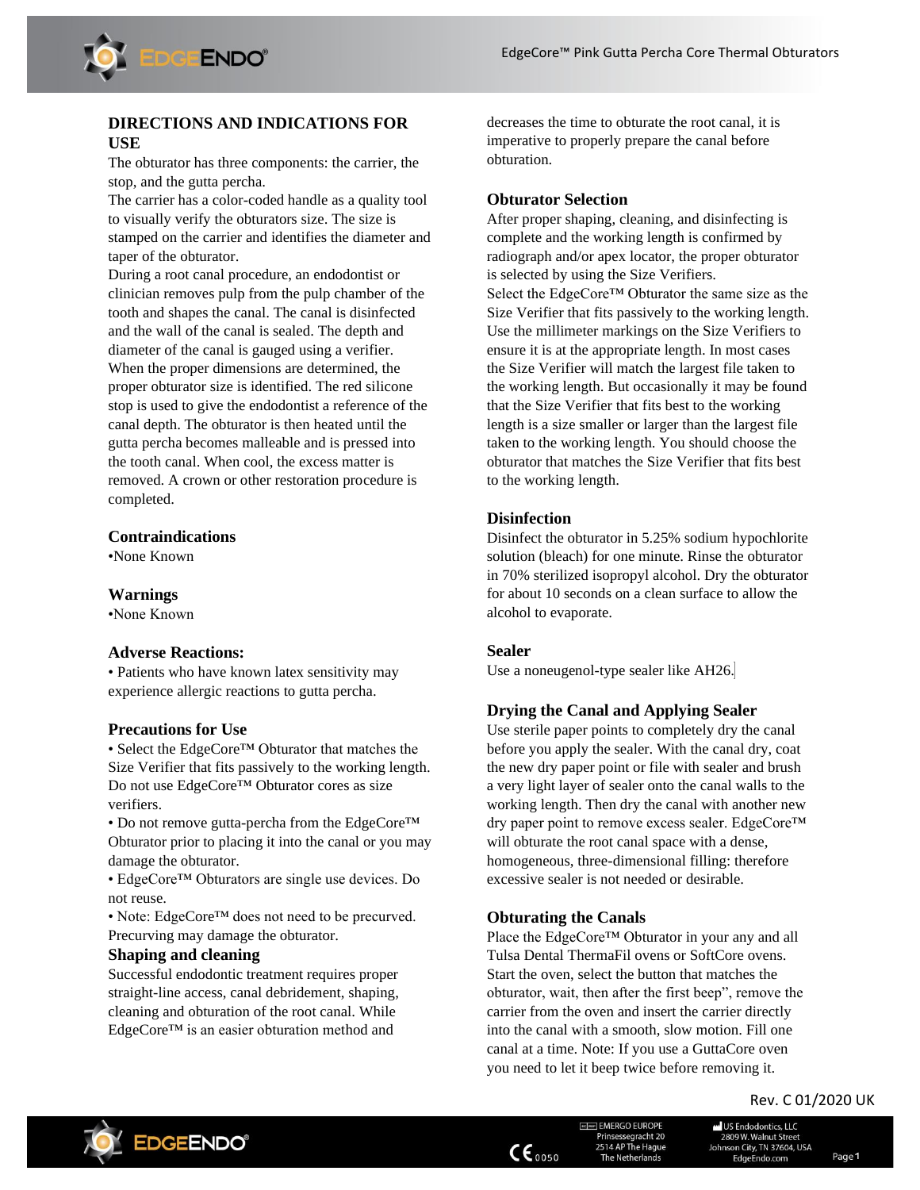## DIRECTIONS AND INDICATIONS FOR USE

The obturator has three components: the carrier, the stop, and the gutta percha.

The carrier has a color-coded handle as a quality tool to visually verify the obturators size. The size is stamped on the carrier and identifies the diameter and taper of the obturator.

During a root canal procedure, an endodontist or clinician removes pulp from the pulp chamber of the tooth and shapes the canal. The canal is disinfected and the wall of the canal is sealed. The depth and diameter of the canal is gauged using a verifier. When the proper dimensions are determined, the proper obturator size is identified. The red silicone stop is used to give the endodontist a reference of the canal depth. The obturator is then heated until the gutta percha becomes malleable and is pressed into the tooth canal. When cool, the excess matter is removed. A crown or other restoration procedure is completed.

### Contraindications

•None Known

### Warnings

•None Known

### Adverse Reactions:

• Patients who have known latex sensitivity may experience allergic reactions to gutta percha.

### Precautions for Use

• Select the EdgeCore™ Obturator that matches the Size Verifier that fits passively to the working length. Do not use EdgeCore™ Obturator cores as size verifiers.

• Do not remove gutta-percha from the EdgeCore™ Obturator prior to placing it into the canal or you may damage the obturator.

• EdgeCore™ Obturators are single use devices. Do not reuse.

• Note: EdgeCore™ does not need to be precurved. Precurving may damage the obturator.

### Shaping and cleaning

Successful endodontic treatment requires proper straight-line access, canal debridement, shaping, cleaning and obturation of the root canal. While EdgeCore™ is an easier obturation method and decreases the time to obturate the root canal, it is imperative to properly prepare the canal before obturation.

### Obturator Selection

After proper shaping, cleaning, and disinfecting is complete and the working length is confirmed by radiograph and/or apex locator, the proper obturator is selected by using the Size Verifiers.

Select the EdgeCore™ Obturator the same size as the Size Verifier that fits passively to the working length. Use the millimeter markings on the Size Verifiers to ensure it is at the appropriate length. In most cases the Size Verifier will match the largest file taken to the working length. But occasionally it may be found that the Size Verifier that fits best to the working length is a size smaller or larger than the largest file taken to the working length. You should choose the obturator that matches the Size Verifier that fits best to the working length.

### Disinfection

Disinfect the obturator in 5.25% sodium hypochlorite solution (bleach) for one minute. Rinse the obturator in 70% sterilized isopropyl alcohol. Dry the obturator for about 10 seconds on a clean surface to allow the alcohol to evaporate.

### Sealer

Use a noneugenol-type sealer like AH26.

### Drying the Canal and Applying Sealer

Use sterile paper points to completely dry the canal before you apply the sealer. With the canal dry, coat the new dry paper point or file with sealer and brush a very light layer of sealer onto the canal walls to the working length. Then dry the canal with another new dry paper point to remove excess sealer. EdgeCore™ will obturate the root canal space with a dense, homogeneous, three-dimensional filling: therefore excessive sealer is not needed or desirable.

### Obturating the Canals

Place the EdgeCore™ Obturator in your any and all Tulsa Dental ThermaFil ovens or SoftCore ovens. Start the oven, select the button that matches the obturator, wait, then after the first beep", remove the carrier from the oven and insert the carrier directly into the canal with a smooth, slow motion. Fill one canal at a time. Note: If you use a GuttaCore oven you need to let it beep twice before removing it.

Rev. C 01/2020 UK

CE 0050

EMERGO EUROPE
Prinsessegracht 20
2514 AP The Hague
The Netherlands

US Endodontics, LLC
2809 W. Walnut Street
Johnson City, TN 37604, USA
EdgeEndo.com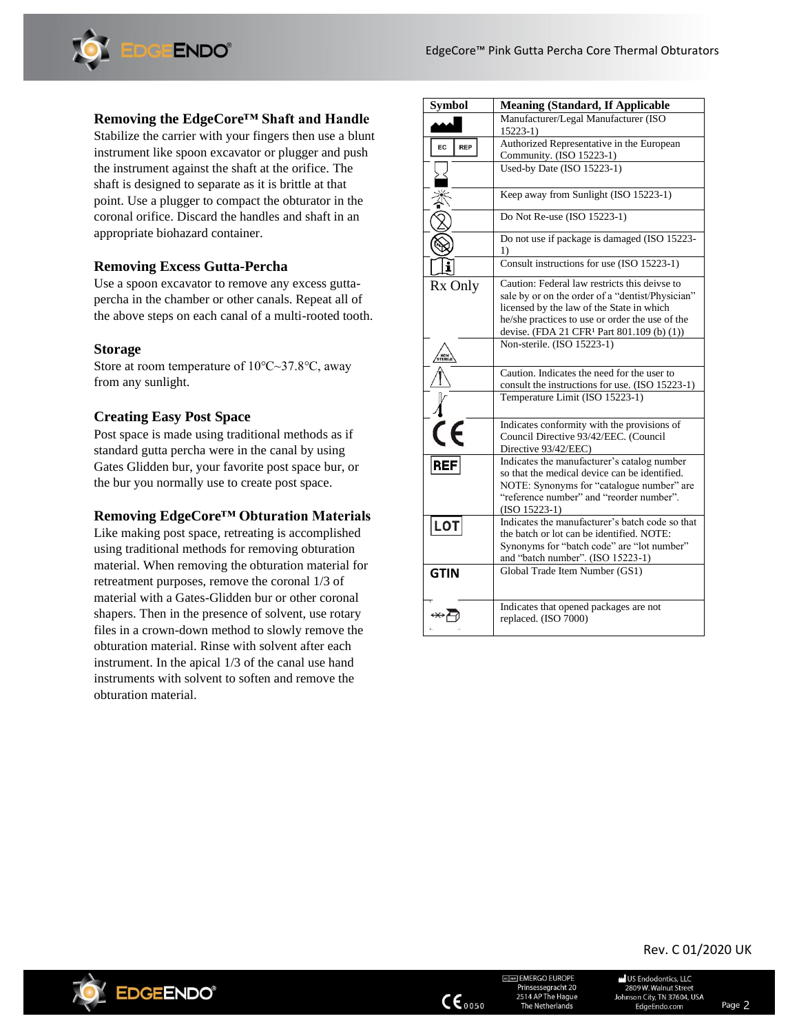### Removing the EdgeCore™ Shaft and Handle

Stabilize the carrier with your fingers then use a blunt instrument like spoon excavator or plugger and push the instrument against the shaft at the orifice. The shaft is designed to separate as it is brittle at that point. Use a plugger to compact the obturator in the coronal orifice. Discard the handles and shaft in an appropriate biohazard container.

### Removing Excess Gutta-Percha

Use a spoon excavator to remove any excess gutta-percha in the chamber or other canals. Repeat all of the above steps on each canal of a multi-rooted tooth.

### Storage

Store at room temperature of 10°C~37.8°C, away from any sunlight.

### Creating Easy Post Space

Post space is made using traditional methods as if standard gutta percha were in the canal by using Gates Glidden bur, your favorite post space bur, or the bur you normally use to create post space.

### Removing EdgeCore™ Obturation Materials

Like making post space, retreating is accomplished using traditional methods for removing obturation material. When removing the obturation material for retreatment purposes, remove the coronal 1/3 of material with a Gates-Glidden bur or other coronal shapers. Then in the presence of solvent, use rotary files in a crown-down method to slowly remove the obturation material. Rinse with solvent after each instrument. In the apical 1/3 of the canal use hand instruments with solvent to soften and remove the obturation material.

| Symbol | Meaning (Standard, If Applicable |
|---|---|
| | Manufacturer/Legal Manufacturer (ISO 15223-1) |
| EC REP | Authorized Representative in the European Community. (ISO 15223-1) |
| | Used-by Date (ISO 15223-1) |
| | Keep away from Sunlight (ISO 15223-1) |
| | Do Not Re-use (ISO 15223-1) |
| | Do not use if package is damaged (ISO 15223-1) |
| | Consult instructions for use (ISO 15223-1) |
| Rx Only | Caution: Federal law restricts this deivse to sale by or on the order of a "dentist/Physician" licensed by the law of the State in which he/she practices to use or order the use of the devise. (FDA 21 CFR[1] Part 801.109 (b) (1)) |
| NON STERILE | Non-sterile. (ISO 15223-1) |
| | Caution. Indicates the need for the user to consult the instructions for use. (ISO 15223-1) |
| | Temperature Limit (ISO 15223-1) |
| CE | Indicates conformity with the provisions of Council Directive 93/42/EEC. (Council Directive 93/42/EEC) |
| REF | Indicates the manufacturer's catalog number so that the medical device can be identified. NOTE: Synonyms for "catalogue number" are "reference number" and "reorder number". (ISO 15223-1) |
| LOT | Indicates the manufacturer's batch code so that the batch or lot can be identified. NOTE: Synonyms for "batch code" are "lot number" and "batch number". (ISO 15223-1) |
| GTIN | Global Trade Item Number (GS1) |
| | Indicates that opened packages are not replaced. (ISO 7000) |

Rev. C 01/2020 UK

CE 0050

EC REP EMERGO EUROPE
Prinsessegracht 20
2514 AP The Hague
The Netherlands

US Endodontics, LLC
2809 W. Walnut Street
Johnson City, TN 37604, USA
EdgeEndo.com